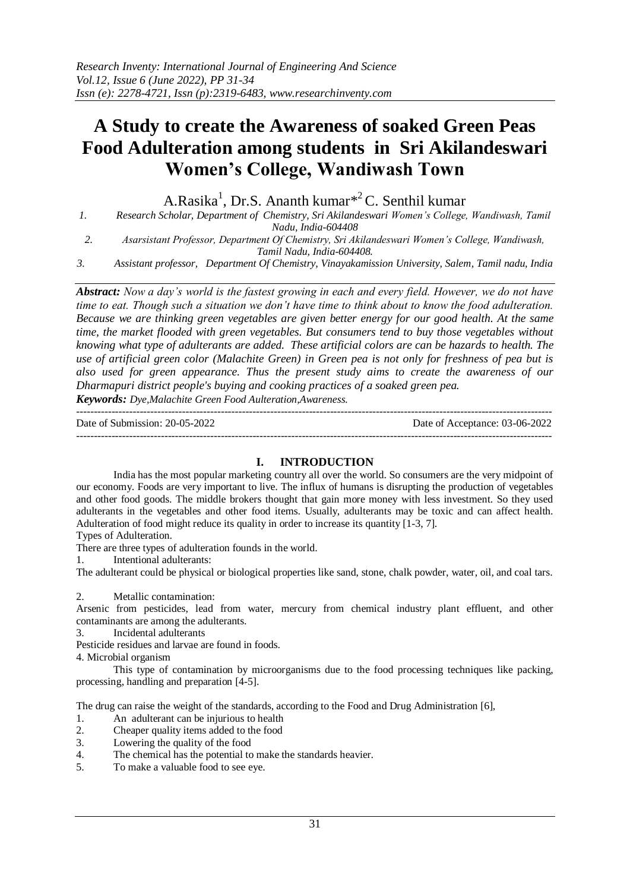# A Study to create the Awareness of soaked Green Peas Food Adulteration among students in Sri Akilandeswari Women's College, Wandiwash Town

A.Rasika[1], Dr.S. Ananth kumar*[2] C. Senthil kumar

1. *Research Scholar, Department of Chemistry, Sri Akilandeswari Women's College, Wandiwash, Tamil Nadu, India-604408*
2. *Asarsistant Professor, Department Of Chemistry, Sri Akilandeswari Women's College, Wandiwash, Tamil Nadu, India-604408.*
3. *Assistant professor, Department Of Chemistry, Vinayakamission University, Salem, Tamil nadu, India*

***Abstract:*** *Now a day's world is the fastest growing in each and every field. However, we do not have time to eat. Though such a situation we don't have time to think about to know the food adulteration. Because we are thinking green vegetables are given better energy for our good health. At the same time, the market flooded with green vegetables. But consumers tend to buy those vegetables without knowing what type of adulterants are added. These artificial colors are can be hazards to health. The use of artificial green color (Malachite Green) in Green pea is not only for freshness of pea but is also used for green appearance. Thus the present study aims to create the awareness of our Dharmapuri district people's buying and cooking practices of a soaked green pea.*

***Keywords:*** *Dye,Malachite Green Food Aulteration,Awareness.*

---

Date of Submission: 20-05-2022 Date of Acceptance: 03-06-2022

---

## I. INTRODUCTION

India has the most popular marketing country all over the world. So consumers are the very midpoint of our economy. Foods are very important to live. The influx of humans is disrupting the production of vegetables and other food goods. The middle brokers thought that gain more money with less investment. So they used adulterants in the vegetables and other food items. Usually, adulterants may be toxic and can affect health. Adulteration of food might reduce its quality in order to increase its quantity [1-3, 7].

Types of Adulteration.

There are three types of adulteration founds in the world.

1. Intentional adulterants:

The adulterant could be physical or biological properties like sand, stone, chalk powder, water, oil, and coal tars.

2. Metallic contamination:

Arsenic from pesticides, lead from water, mercury from chemical industry plant effluent, and other contaminants are among the adulterants.

3. Incidental adulterants

Pesticide residues and larvae are found in foods.

4. Microbial organism

This type of contamination by microorganisms due to the food processing techniques like packing, processing, handling and preparation [4-5].

The drug can raise the weight of the standards, according to the Food and Drug Administration [6],

1. An adulterant can be injurious to health
2. Cheaper quality items added to the food
3. Lowering the quality of the food
4. The chemical has the potential to make the standards heavier.
5. To make a valuable food to see eye.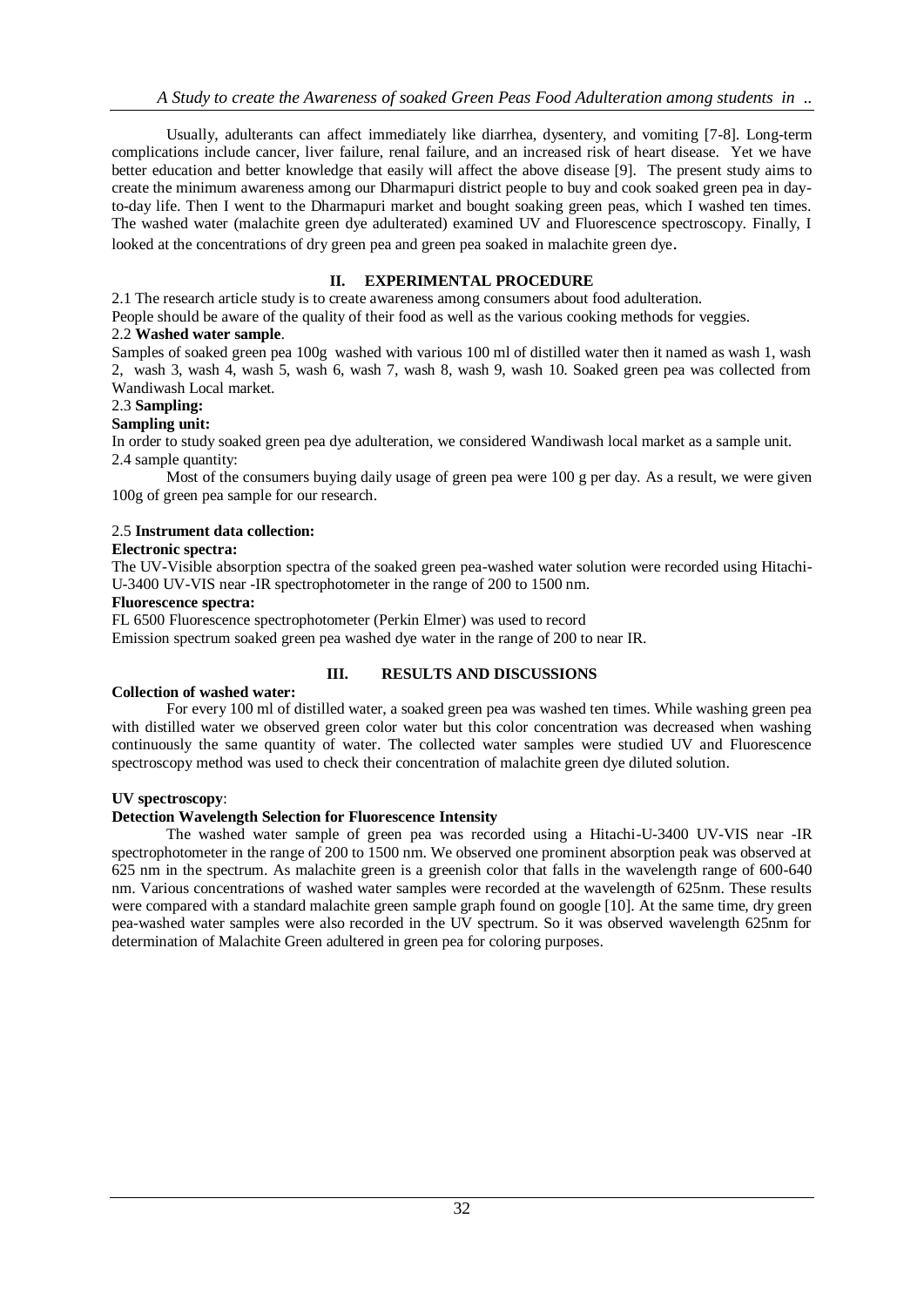Usually, adulterants can affect immediately like diarrhea, dysentery, and vomiting [7-8]. Long-term complications include cancer, liver failure, renal failure, and an increased risk of heart disease. Yet we have better education and better knowledge that easily will affect the above disease [9]. The present study aims to create the minimum awareness among our Dharmapuri district people to buy and cook soaked green pea in day-to-day life. Then I went to the Dharmapuri market and bought soaking green peas, which I washed ten times. The washed water (malachite green dye adulterated) examined UV and Fluorescence spectroscopy. Finally, I looked at the concentrations of dry green pea and green pea soaked in malachite green dye.

## II. EXPERIMENTAL PROCEDURE

2.1 The research article study is to create awareness among consumers about food adulteration.

People should be aware of the quality of their food as well as the various cooking methods for veggies.

2.2 **Washed water sample**.

Samples of soaked green pea 100g washed with various 100 ml of distilled water then it named as wash 1, wash 2, wash 3, wash 4, wash 5, wash 6, wash 7, wash 8, wash 9, wash 10. Soaked green pea was collected from Wandiwash Local market.

2.3 **Sampling:**

**Sampling unit:**

In order to study soaked green pea dye adulteration, we considered Wandiwash local market as a sample unit.

2.4 sample quantity:

Most of the consumers buying daily usage of green pea were 100 g per day. As a result, we were given 100g of green pea sample for our research.

2.5 **Instrument data collection:**

**Electronic spectra:**

The UV-Visible absorption spectra of the soaked green pea-washed water solution were recorded using Hitachi-U-3400 UV-VIS near -IR spectrophotometer in the range of 200 to 1500 nm.

**Fluorescence spectra:**

FL 6500 Fluorescence spectrophotometer (Perkin Elmer) was used to record

Emission spectrum soaked green pea washed dye water in the range of 200 to near IR.

## III. RESULTS AND DISCUSSIONS

**Collection of washed water:**

For every 100 ml of distilled water, a soaked green pea was washed ten times. While washing green pea with distilled water we observed green color water but this color concentration was decreased when washing continuously the same quantity of water. The collected water samples were studied UV and Fluorescence spectroscopy method was used to check their concentration of malachite green dye diluted solution.

**UV spectroscopy**:

**Detection Wavelength Selection for Fluorescence Intensity**

The washed water sample of green pea was recorded using a Hitachi-U-3400 UV-VIS near -IR spectrophotometer in the range of 200 to 1500 nm. We observed one prominent absorption peak was observed at 625 nm in the spectrum. As malachite green is a greenish color that falls in the wavelength range of 600-640 nm. Various concentrations of washed water samples were recorded at the wavelength of 625nm. These results were compared with a standard malachite green sample graph found on google [10]. At the same time, dry green pea-washed water samples were also recorded in the UV spectrum. So it was observed wavelength 625nm for determination of Malachite Green adultered in green pea for coloring purposes.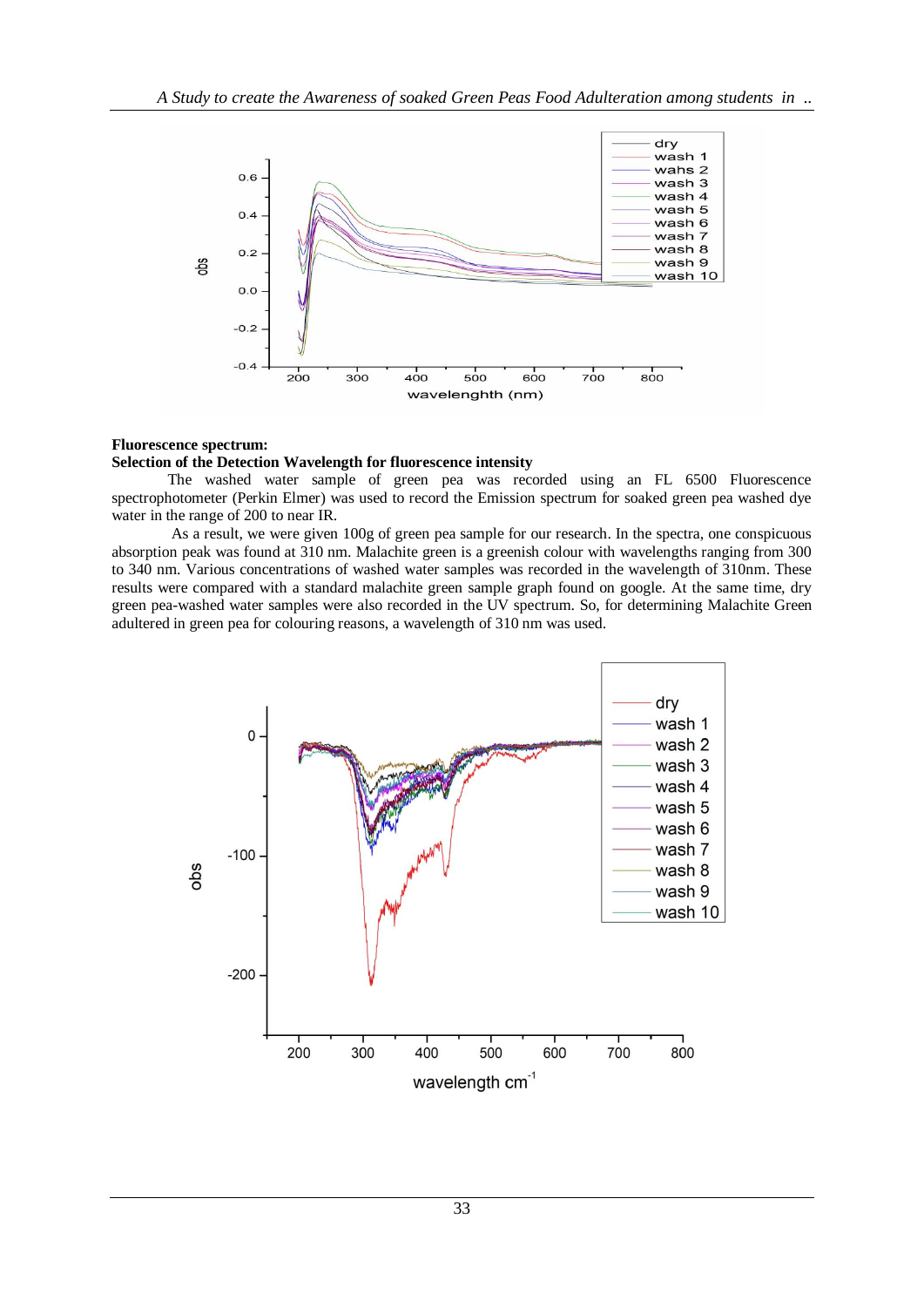**Fluorescence spectrum:**

**Selection of the Detection Wavelength for fluorescence intensity**

The washed water sample of green pea was recorded using an FL 6500 Fluorescence spectrophotometer (Perkin Elmer) was used to record the Emission spectrum for soaked green pea washed dye water in the range of 200 to near IR.

As a result, we were given 100g of green pea sample for our research. In the spectra, one conspicuous absorption peak was found at 310 nm. Malachite green is a greenish colour with wavelengths ranging from 300 to 340 nm. Various concentrations of washed water samples was recorded in the wavelength of 310nm. These results were compared with a standard malachite green sample graph found on google. At the same time, dry green pea-washed water samples were also recorded in the UV spectrum. So, for determining Malachite Green adultered in green pea for colouring reasons, a wavelength of 310 nm was used.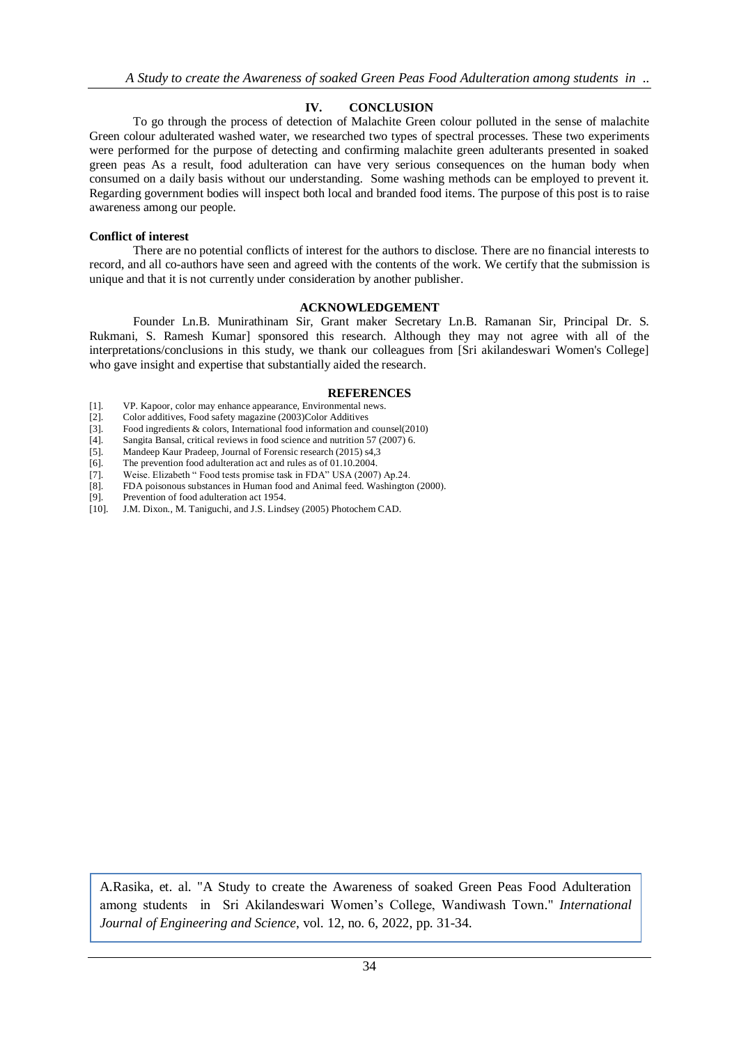## IV. CONCLUSION

To go through the process of detection of Malachite Green colour polluted in the sense of malachite Green colour adulterated washed water, we researched two types of spectral processes. These two experiments were performed for the purpose of detecting and confirming malachite green adulterants presented in soaked green peas As a result, food adulteration can have very serious consequences on the human body when consumed on a daily basis without our understanding. Some washing methods can be employed to prevent it. Regarding government bodies will inspect both local and branded food items. The purpose of this post is to raise awareness among our people.

**Conflict of interest**

There are no potential conflicts of interest for the authors to disclose. There are no financial interests to record, and all co-authors have seen and agreed with the contents of the work. We certify that the submission is unique and that it is not currently under consideration by another publisher.

## ACKNOWLEDGEMENT

Founder Ln.B. Munirathinam Sir, Grant maker Secretary Ln.B. Ramanan Sir, Principal Dr. S. Rukmani, S. Ramesh Kumar] sponsored this research. Although they may not agree with all of the interpretations/conclusions in this study, we thank our colleagues from [Sri akilandeswari Women's College] who gave insight and expertise that substantially aided the research.

## REFERENCES

[1]. VP. Kapoor, color may enhance appearance, Environmental news.
[2]. Color additives, Food safety magazine (2003)Color Additives
[3]. Food ingredients & colors, International food information and counsel(2010)
[4]. Sangita Bansal, critical reviews in food science and nutrition 57 (2007) 6.
[5]. Mandeep Kaur Pradeep, Journal of Forensic research (2015) s4,3
[6]. The prevention food adulteration act and rules as of 01.10.2004.
[7]. Weise. Elizabeth " Food tests promise task in FDA" USA (2007) Ap.24.
[8]. FDA poisonous substances in Human food and Animal feed. Washington (2000).
[9]. Prevention of food adulteration act 1954.
[10]. J.M. Dixon., M. Taniguchi, and J.S. Lindsey (2005) Photochem CAD.

A.Rasika, et. al. "A Study to create the Awareness of soaked Green Peas Food Adulteration among students in Sri Akilandeswari Women's College, Wandiwash Town." *International Journal of Engineering and Science*, vol. 12, no. 6, 2022, pp. 31-34.